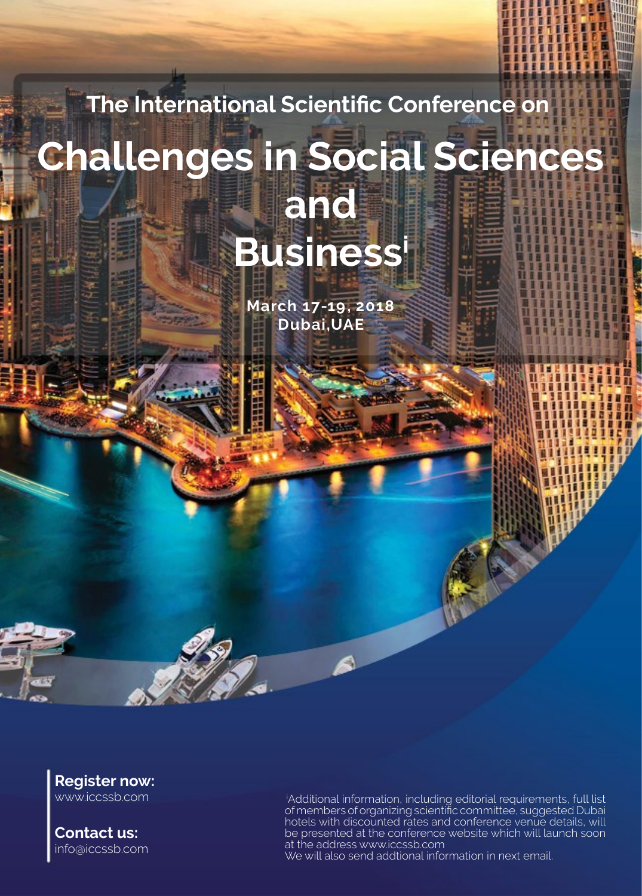The International Scientific Conference on

# Challenges in Social Sciences and Business[i]

**March 17-19, 2018**
**Dubai,UAE**

**Register now:**
www.iccssb.com

**Contact us:**
info@iccssb.com

[i]Additional information, including editorial requirements, full list of members of organizing scientific committee, suggested Dubai hotels with discounted rates and conference venue details, will be presented at the conference website which will launch soon at the address www.iccssb.com
We will also send addtional information in next email.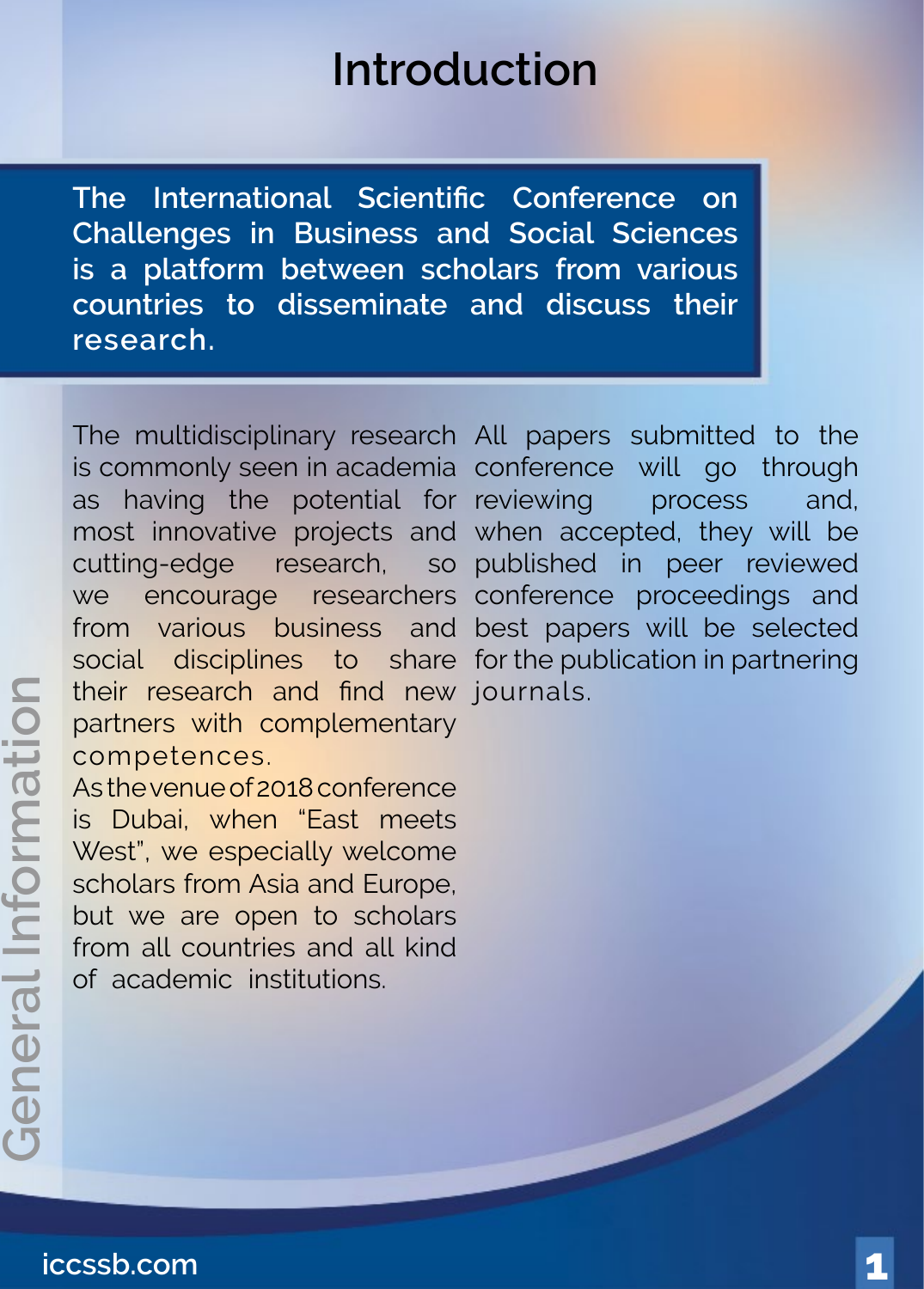# Introduction

**The International Scientific Conference on Challenges in Business and Social Sciences is a platform between scholars from various countries to disseminate and discuss their research.**

The multidisciplinary research is commonly seen in academia as having the potential for most innovative projects and cutting-edge research, so we encourage researchers from various business and social disciplines to share their research and find new partners with complementary competences.

As the venue of 2018 conference is Dubai, when "East meets West", we especially welcome scholars from Asia and Europe, but we are open to scholars from all countries and all kind of academic institutions.

All papers submitted to the conference will go through reviewing process and, when accepted, they will be published in peer reviewed conference proceedings and best papers will be selected for the publication in partnering journals.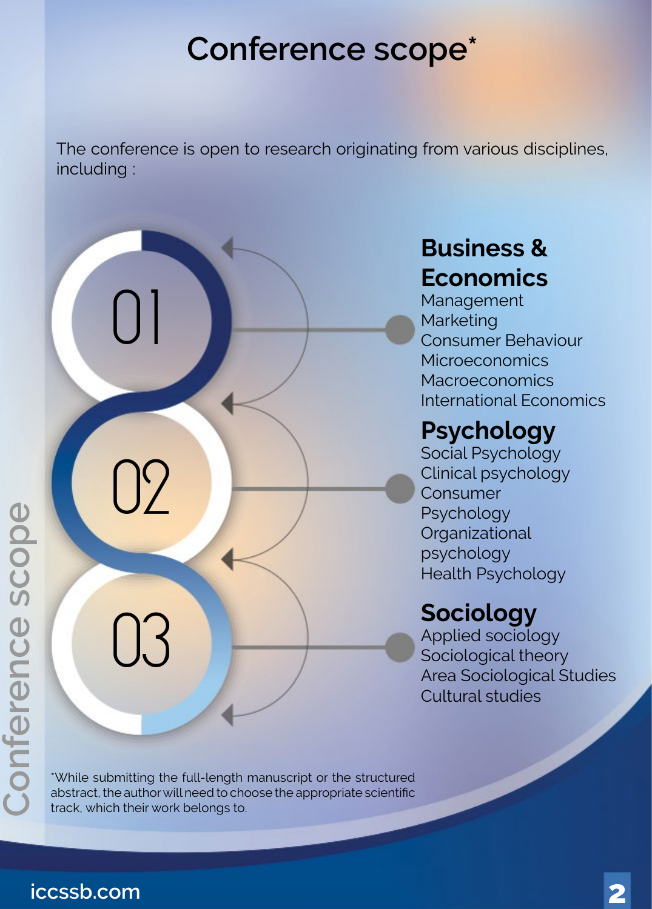# Conference scope*

The conference is open to research originating from various disciplines, including :

## 01 Business & Economics

- Management
- Marketing
- Consumer Behaviour
- Microeconomics
- Macroeconomics
- International Economics

## 02 Psychology

- Social Psychology
- Clinical psychology
- Consumer Psychology
- Organizational psychology
- Health Psychology

## 03 Sociology

- Applied sociology
- Sociological theory
- Area Sociological Studies
- Cultural studies

*While submitting the full-length manuscript or the structured abstract, the author will need to choose the appropriate scientific track, which their work belongs to.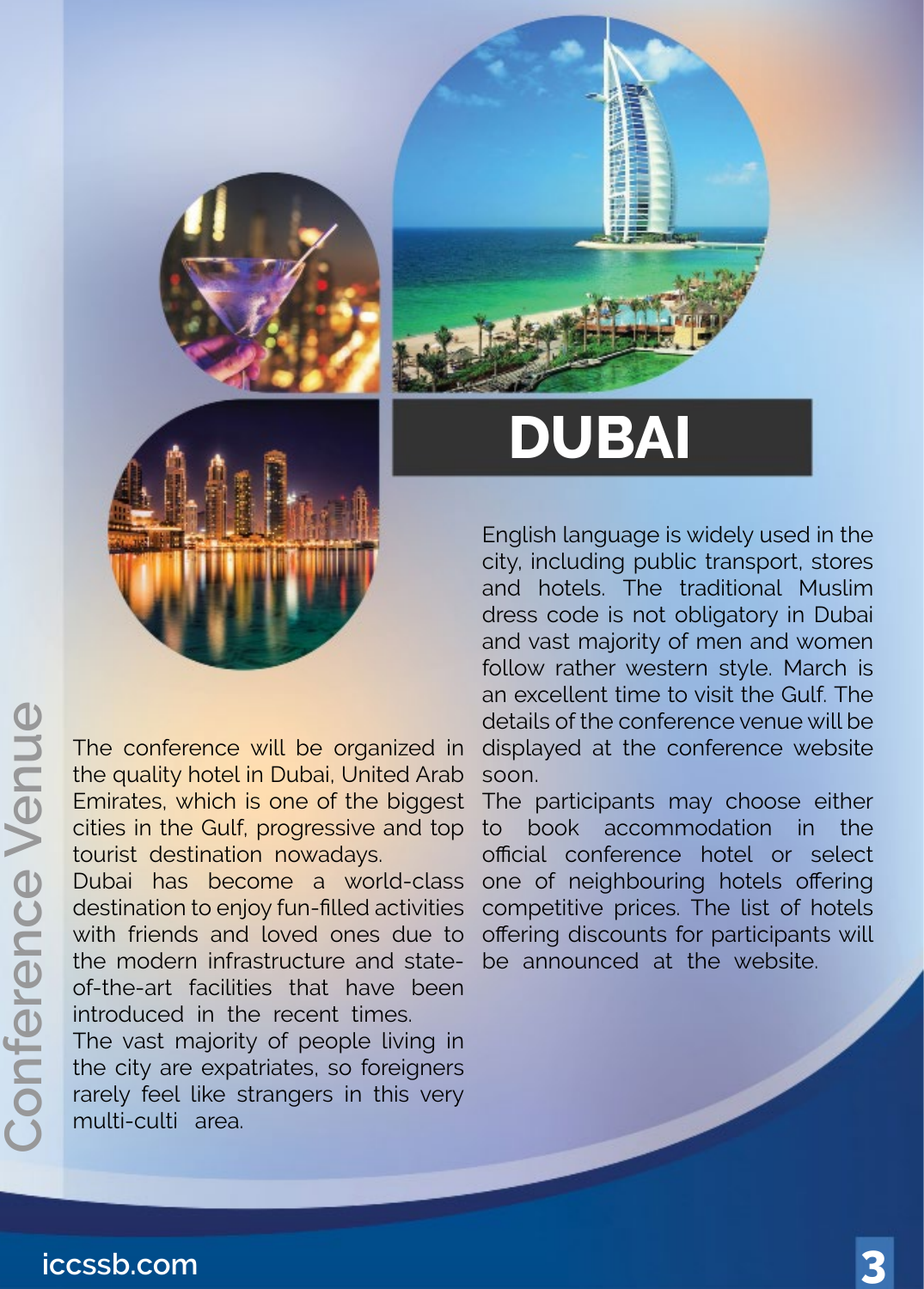# Conference Venue

# DUBAI

The conference will be organized in the quality hotel in Dubai, United Arab Emirates, which is one of the biggest cities in the Gulf, progressive and top tourist destination nowadays.

Dubai has become a world-class destination to enjoy fun-filled activities with friends and loved ones due to the modern infrastructure and state-of-the-art facilities that have been introduced in the recent times.

The vast majority of people living in the city are expatriates, so foreigners rarely feel like strangers in this very multi-culti area.

English language is widely used in the city, including public transport, stores and hotels. The traditional Muslim dress code is not obligatory in Dubai and vast majority of men and women follow rather western style. March is an excellent time to visit the Gulf. The details of the conference venue will be displayed at the conference website soon.

The participants may choose either to book accommodation in the official conference hotel or select one of neighbouring hotels offering competitive prices. The list of hotels offering discounts for participants will be announced at the website.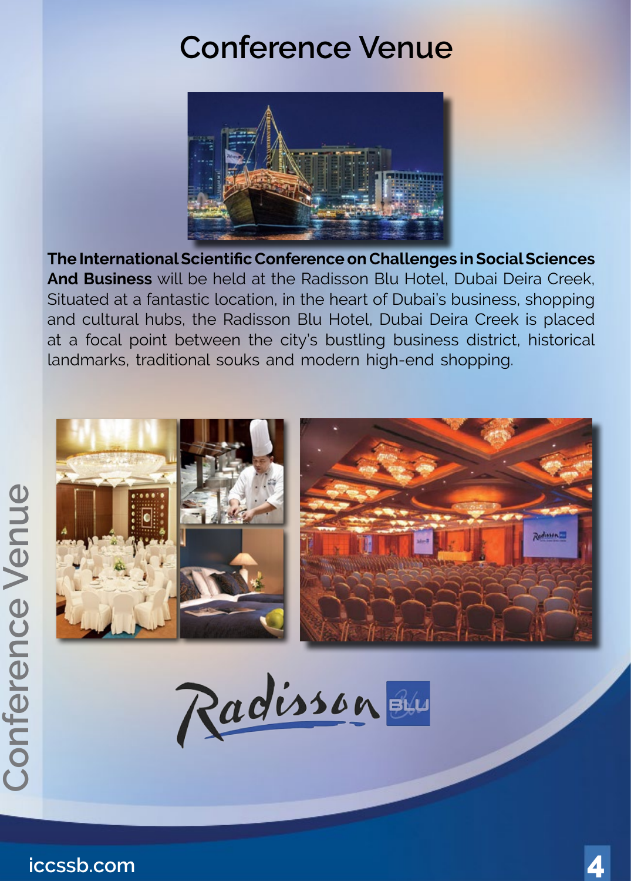# Conference Venue

**The International Scientific Conference on Challenges in Social Sciences And Business** will be held at the Radisson Blu Hotel, Dubai Deira Creek, Situated at a fantastic location, in the heart of Dubai's business, shopping and cultural hubs, the Radisson Blu Hotel, Dubai Deira Creek is placed at a focal point between the city's bustling business district, historical landmarks, traditional souks and modern high-end shopping.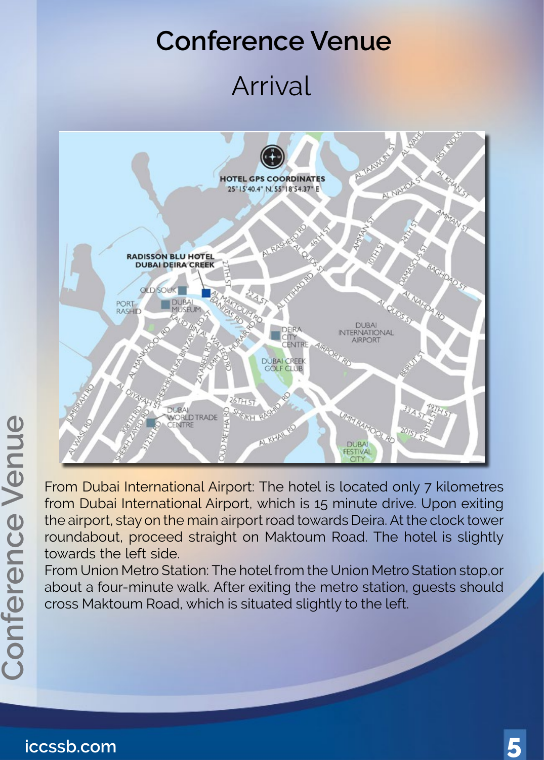# Conference Venue

## Arrival

From Dubai International Airport: The hotel is located only 7 kilometres from Dubai International Airport, which is 15 minute drive. Upon exiting the airport, stay on the main airport road towards Deira. At the clock tower roundabout, proceed straight on Maktoum Road. The hotel is slightly towards the left side.

From Union Metro Station: The hotel from the Union Metro Station stop,or about a four-minute walk. After exiting the metro station, guests should cross Maktoum Road, which is situated slightly to the left.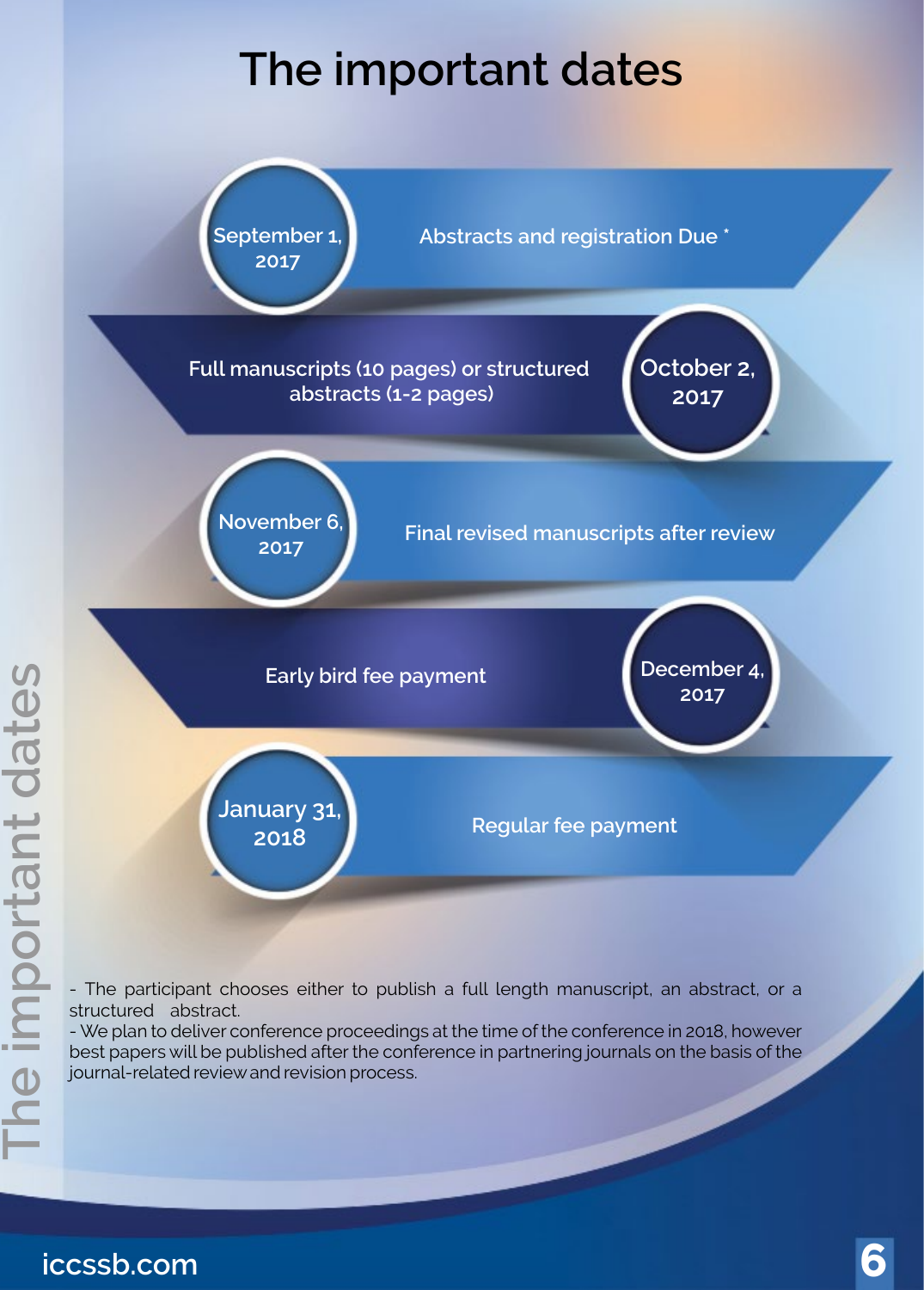# The important dates

| Date | Event |
| --- | --- |
| September 1, 2017 | Abstracts and registration Due * |
| October 2, 2017 | Full manuscripts (10 pages) or structured abstracts (1-2 pages) |
| November 6, 2017 | Final revised manuscripts after review |
| December 4, 2017 | Early bird fee payment |
| January 31, 2018 | Regular fee payment |

- The participant chooses either to publish a full length manuscript, an abstract, or a structured abstract.
- We plan to deliver conference proceedings at the time of the conference in 2018, however best papers will be published after the conference in partnering journals on the basis of the journal-related review and revision process.

iccssb.com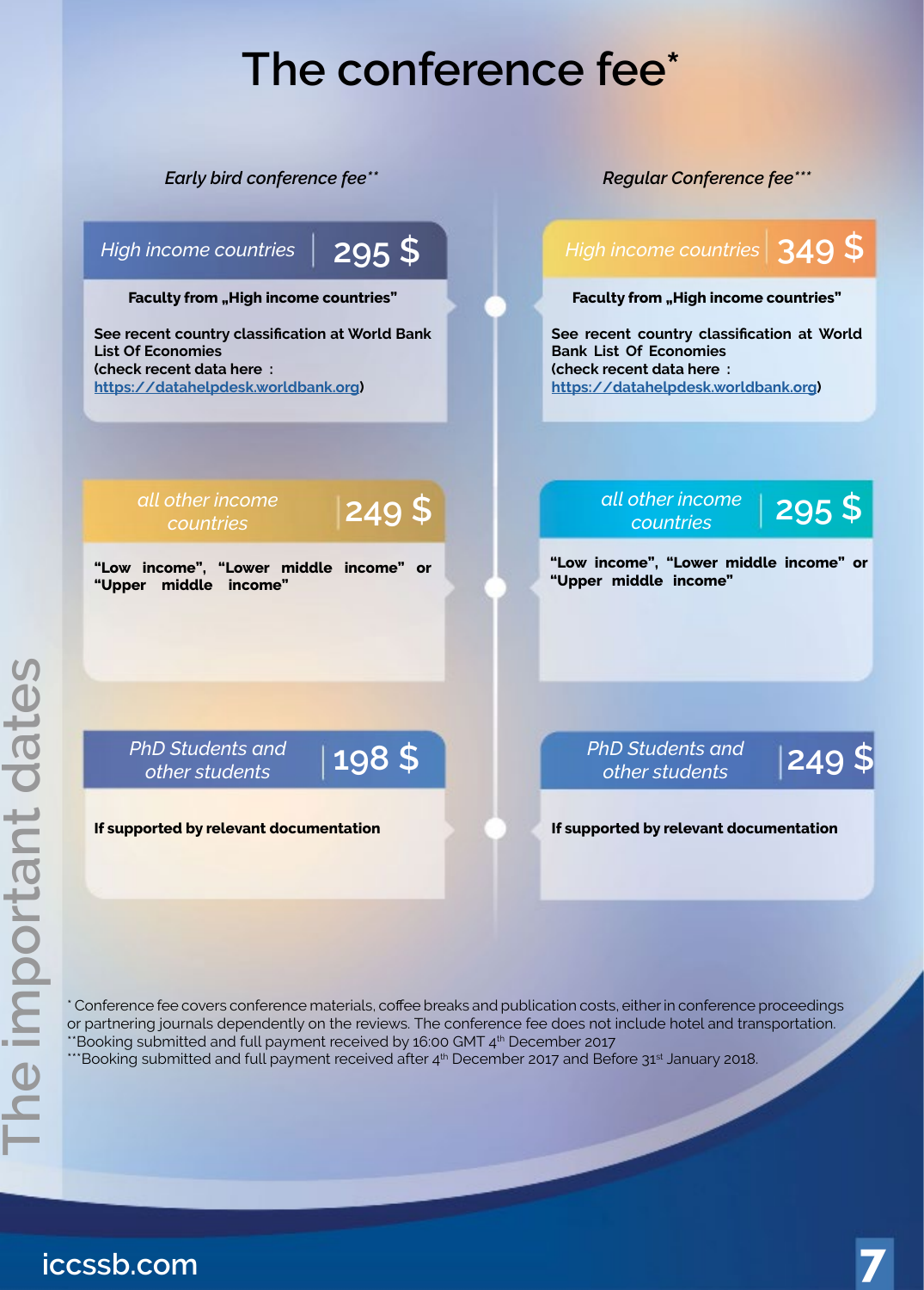# The conference fee*

*Early bird conference fee***

**High income countries — 295 $**

**Faculty from „High income countries"**

**See recent country classification at World Bank List Of Economies (check recent data here : https://datahelpdesk.worldbank.org)**

**all other income countries — 249 $**

**"Low income", "Lower middle income" or "Upper middle income"**

**PhD Students and other students — 198 $**

**If supported by relevant documentation**

*Regular Conference fee****

**High income countries — 349 $**

**Faculty from „High income countries"**

**See recent country classification at World Bank List Of Economies (check recent data here : https://datahelpdesk.worldbank.org)**

**all other income countries — 295 $**

**"Low income", "Lower middle income" or "Upper middle income"**

**PhD Students and other students — 249 $**

**If supported by relevant documentation**

* Conference fee covers conference materials, coffee breaks and publication costs, either in conference proceedings or partnering journals dependently on the reviews. The conference fee does not include hotel and transportation.

** Booking submitted and full payment received by 16:00 GMT 4th December 2017

*** Booking submitted and full payment received after 4th December 2017 and Before 31st January 2018.

The important dates

iccssb.com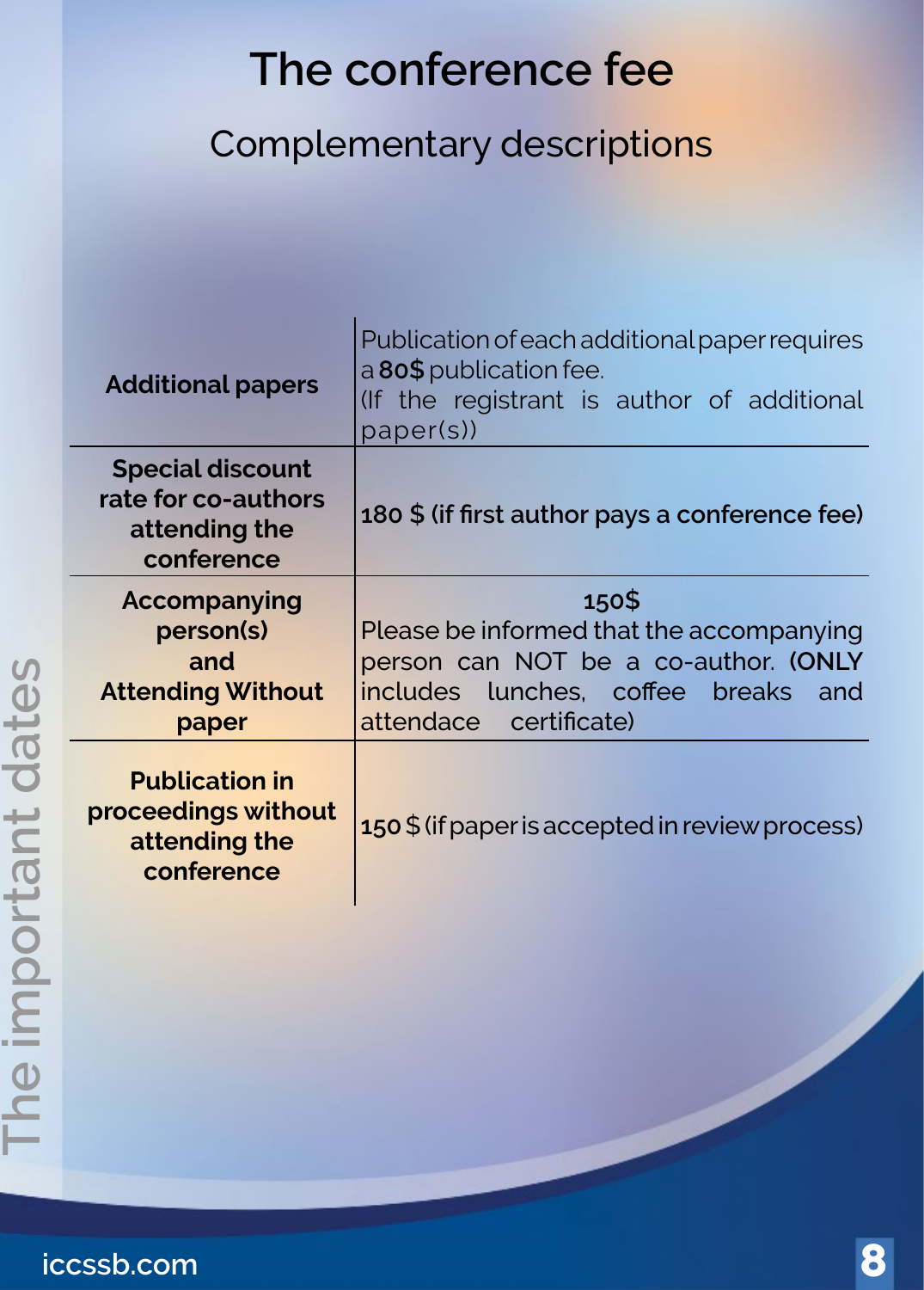# The conference fee

## Complementary descriptions

| | |
|---|---|
| **Additional papers** | Publication of each additional paper requires a **80$** publication fee. (If the registrant is author of additional paper(s)) |
| **Special discount rate for co-authors attending the conference** | **180 $ (if first author pays a conference fee)** |
| **Accompanying person(s) and Attending Without paper** | **150$** Please be informed that the accompanying person can NOT be a co-author. **(ONLY** includes lunches, coffee breaks and attendace certificate) |
| **Publication in proceedings without attending the conference** | **150** $ (if paper is accepted in review process) |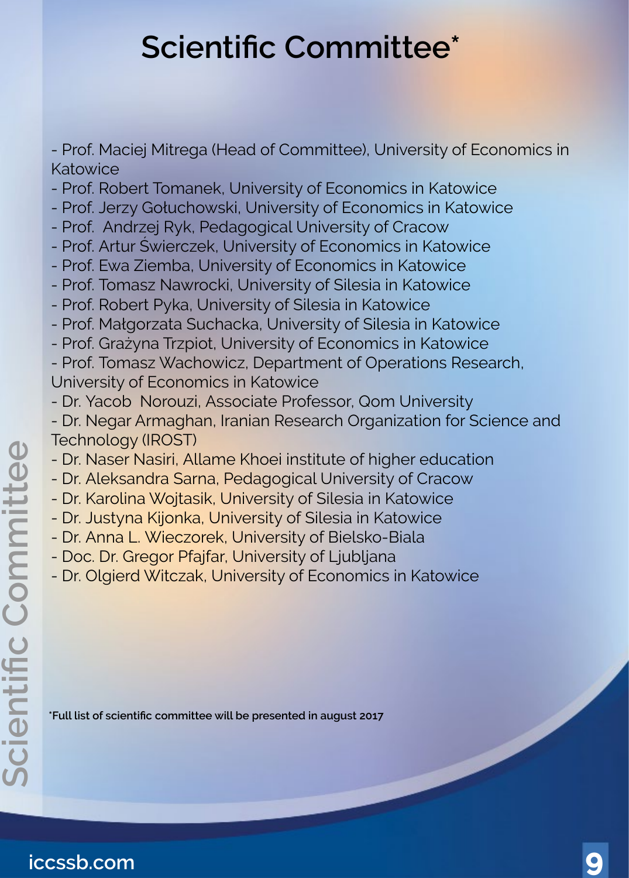# Scientific Committee*

- Prof. Maciej Mitrega (Head of Committee), University of Economics in Katowice
- Prof. Robert Tomanek, University of Economics in Katowice
- Prof. Jerzy Gołuchowski, University of Economics in Katowice
- Prof. Andrzej Ryk, Pedagogical University of Cracow
- Prof. Artur Świerczek, University of Economics in Katowice
- Prof. Ewa Ziemba, University of Economics in Katowice
- Prof. Tomasz Nawrocki, University of Silesia in Katowice
- Prof. Robert Pyka, University of Silesia in Katowice
- Prof. Małgorzata Suchacka, University of Silesia in Katowice
- Prof. Grażyna Trzpiot, University of Economics in Katowice
- Prof. Tomasz Wachowicz, Department of Operations Research, University of Economics in Katowice
- Dr. Yacob Norouzi, Associate Professor, Qom University
- Dr. Negar Armaghan, Iranian Research Organization for Science and Technology (IROST)
- Dr. Naser Nasiri, Allame Khoei institute of higher education
- Dr. Aleksandra Sarna, Pedagogical University of Cracow
- Dr. Karolina Wojtasik, University of Silesia in Katowice
- Dr. Justyna Kijonka, University of Silesia in Katowice
- Dr. Anna L. Wieczorek, University of Bielsko-Biala
- Doc. Dr. Gregor Pfajfar, University of Ljubljana
- Dr. Olgierd Witczak, University of Economics in Katowice

**\*Full list of scientific committee will be presented in august 2017**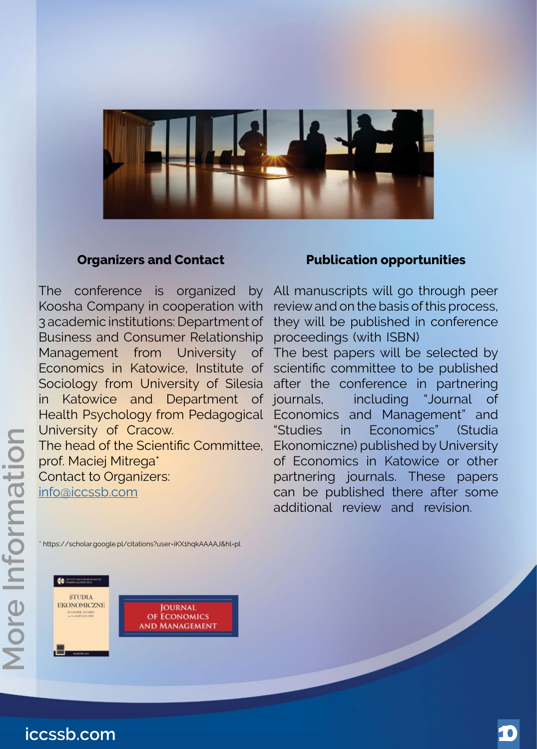More Information

## Organizers and Contact

The conference is organized by Koosha Company in cooperation with 3 academic institutions: Department of Business and Consumer Relationship Management from University of Economics in Katowice, Institute of Sociology from University of Silesia in Katowice and Department of Health Psychology from Pedagogical University of Cracow.

The head of the Scientific Committee, prof. Maciej Mitrega*

Contact to Organizers:

info@iccssb.com

## Publication opportunities

All manuscripts will go through peer review and on the basis of this process, they will be published in conference proceedings (with ISBN)

The best papers will be selected by scientific committee to be published after the conference in partnering journals, including "Journal of Economics and Management" and "Studies in Economics" (Studia Ekonomiczne) published by University of Economics in Katowice or other partnering journals. These papers can be published there after some additional review and revision.

* https://scholar.google.pl/citations?user=iKX1hqkAAAAJ&hl=pl

STUDIA EKONOMICZNE

JOURNAL OF ECONOMICS AND MANAGEMENT

iccssb.com